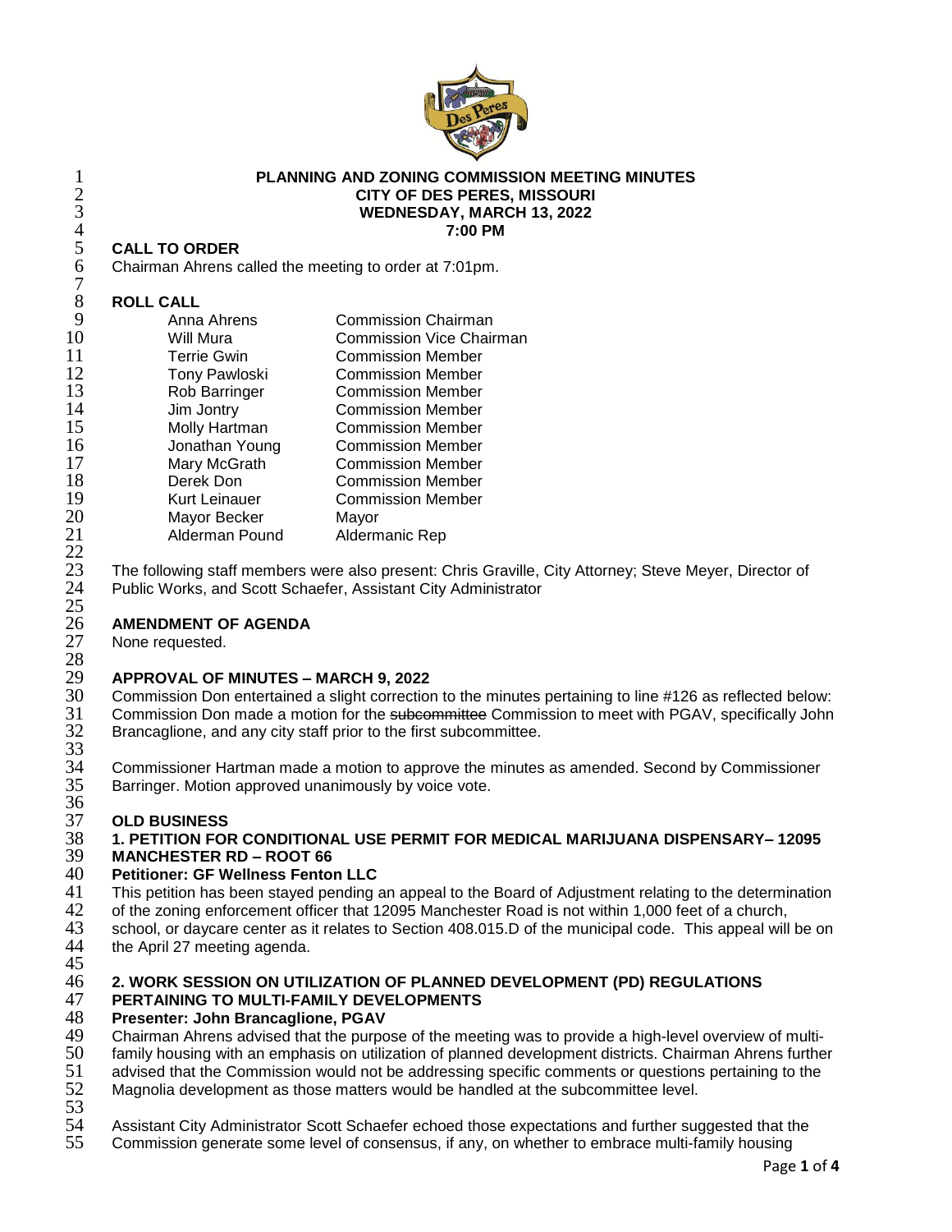# PLANNING AND ZONING COMMISSION MEETING MINUTES
## CITY OF DES PERES, MISSOURI
## WEDNESDAY, MARCH 13, 2022
## 7:00 PM

**CALL TO ORDER**
Chairman Ahrens called the meeting to order at 7:01pm.

**ROLL CALL**

| | |
|---|---|
| Anna Ahrens | Commission Chairman |
| Will Mura | Commission Vice Chairman |
| Terrie Gwin | Commission Member |
| Tony Pawloski | Commission Member |
| Rob Barringer | Commission Member |
| Jim Jontry | Commission Member |
| Molly Hartman | Commission Member |
| Jonathan Young | Commission Member |
| Mary McGrath | Commission Member |
| Derek Don | Commission Member |
| Kurt Leinauer | Commission Member |
| Mayor Becker | Mayor |
| Alderman Pound | Aldermanic Rep |

The following staff members were also present: Chris Graville, City Attorney; Steve Meyer, Director of Public Works, and Scott Schaefer, Assistant City Administrator

**AMENDMENT OF AGENDA**
None requested.

**APPROVAL OF MINUTES – MARCH 9, 2022**
Commission Don entertained a slight correction to the minutes pertaining to line #126 as reflected below: Commission Don made a motion for the ~~subcommittee~~ Commission to meet with PGAV, specifically John Brancaglione, and any city staff prior to the first subcommittee.

Commissioner Hartman made a motion to approve the minutes as amended. Second by Commissioner Barringer. Motion approved unanimously by voice vote.

**OLD BUSINESS**

**1. PETITION FOR CONDITIONAL USE PERMIT FOR MEDICAL MARIJUANA DISPENSARY– 12095 MANCHESTER RD – ROOT 66**

**Petitioner: GF Wellness Fenton LLC**

This petition has been stayed pending an appeal to the Board of Adjustment relating to the determination of the zoning enforcement officer that 12095 Manchester Road is not within 1,000 feet of a church, school, or daycare center as it relates to Section 408.015.D of the municipal code. This appeal will be on the April 27 meeting agenda.

**2. WORK SESSION ON UTILIZATION OF PLANNED DEVELOPMENT (PD) REGULATIONS PERTAINING TO MULTI-FAMILY DEVELOPMENTS**

**Presenter: John Brancaglione, PGAV**

Chairman Ahrens advised that the purpose of the meeting was to provide a high-level overview of multi-family housing with an emphasis on utilization of planned development districts. Chairman Ahrens further advised that the Commission would not be addressing specific comments or questions pertaining to the Magnolia development as those matters would be handled at the subcommittee level.

Assistant City Administrator Scott Schaefer echoed those expectations and further suggested that the Commission generate some level of consensus, if any, on whether to embrace multi-family housing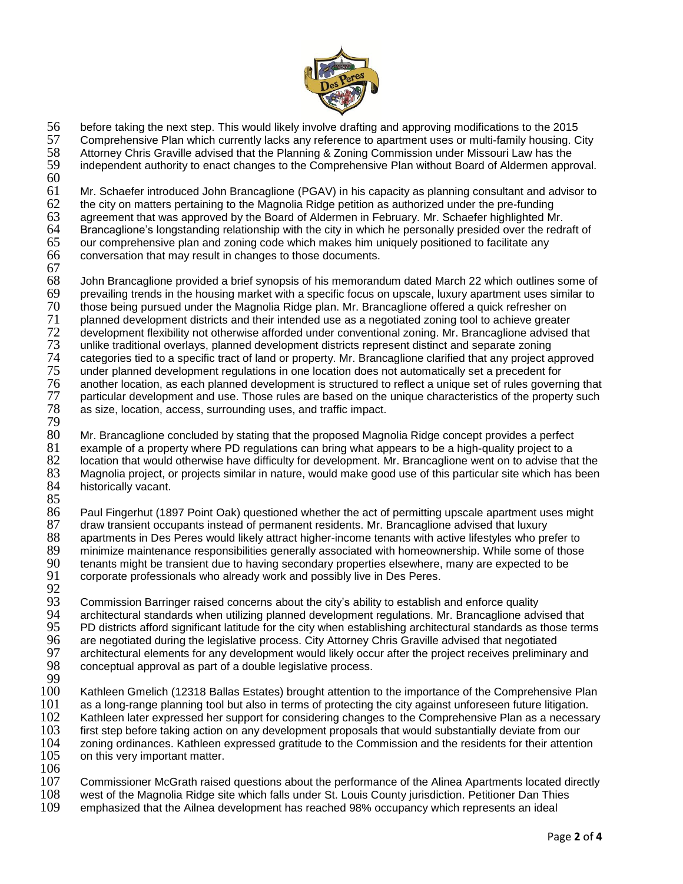before taking the next step. This would likely involve drafting and approving modifications to the 2015 Comprehensive Plan which currently lacks any reference to apartment uses or multi-family housing. City Attorney Chris Graville advised that the Planning & Zoning Commission under Missouri Law has the independent authority to enact changes to the Comprehensive Plan without Board of Aldermen approval.

Mr. Schaefer introduced John Brancaglione (PGAV) in his capacity as planning consultant and advisor to the city on matters pertaining to the Magnolia Ridge petition as authorized under the pre-funding agreement that was approved by the Board of Aldermen in February. Mr. Schaefer highlighted Mr. Brancaglione's longstanding relationship with the city in which he personally presided over the redraft of our comprehensive plan and zoning code which makes him uniquely positioned to facilitate any conversation that may result in changes to those documents.

John Brancaglione provided a brief synopsis of his memorandum dated March 22 which outlines some of prevailing trends in the housing market with a specific focus on upscale, luxury apartment uses similar to those being pursued under the Magnolia Ridge plan. Mr. Brancaglione offered a quick refresher on planned development districts and their intended use as a negotiated zoning tool to achieve greater development flexibility not otherwise afforded under conventional zoning. Mr. Brancaglione advised that unlike traditional overlays, planned development districts represent distinct and separate zoning categories tied to a specific tract of land or property. Mr. Brancaglione clarified that any project approved under planned development regulations in one location does not automatically set a precedent for another location, as each planned development is structured to reflect a unique set of rules governing that particular development and use. Those rules are based on the unique characteristics of the property such as size, location, access, surrounding uses, and traffic impact.

Mr. Brancaglione concluded by stating that the proposed Magnolia Ridge concept provides a perfect example of a property where PD regulations can bring what appears to be a high-quality project to a location that would otherwise have difficulty for development. Mr. Brancaglione went on to advise that the Magnolia project, or projects similar in nature, would make good use of this particular site which has been historically vacant.

Paul Fingerhut (1897 Point Oak) questioned whether the act of permitting upscale apartment uses might draw transient occupants instead of permanent residents. Mr. Brancaglione advised that luxury apartments in Des Peres would likely attract higher-income tenants with active lifestyles who prefer to minimize maintenance responsibilities generally associated with homeownership. While some of those tenants might be transient due to having secondary properties elsewhere, many are expected to be corporate professionals who already work and possibly live in Des Peres.

Commission Barringer raised concerns about the city's ability to establish and enforce quality architectural standards when utilizing planned development regulations. Mr. Brancaglione advised that PD districts afford significant latitude for the city when establishing architectural standards as those terms are negotiated during the legislative process. City Attorney Chris Graville advised that negotiated architectural elements for any development would likely occur after the project receives preliminary and conceptual approval as part of a double legislative process.

Kathleen Gmelich (12318 Ballas Estates) brought attention to the importance of the Comprehensive Plan as a long-range planning tool but also in terms of protecting the city against unforeseen future litigation. Kathleen later expressed her support for considering changes to the Comprehensive Plan as a necessary first step before taking action on any development proposals that would substantially deviate from our zoning ordinances. Kathleen expressed gratitude to the Commission and the residents for their attention on this very important matter.

Commissioner McGrath raised questions about the performance of the Alinea Apartments located directly west of the Magnolia Ridge site which falls under St. Louis County jurisdiction. Petitioner Dan Thies emphasized that the Ailnea development has reached 98% occupancy which represents an ideal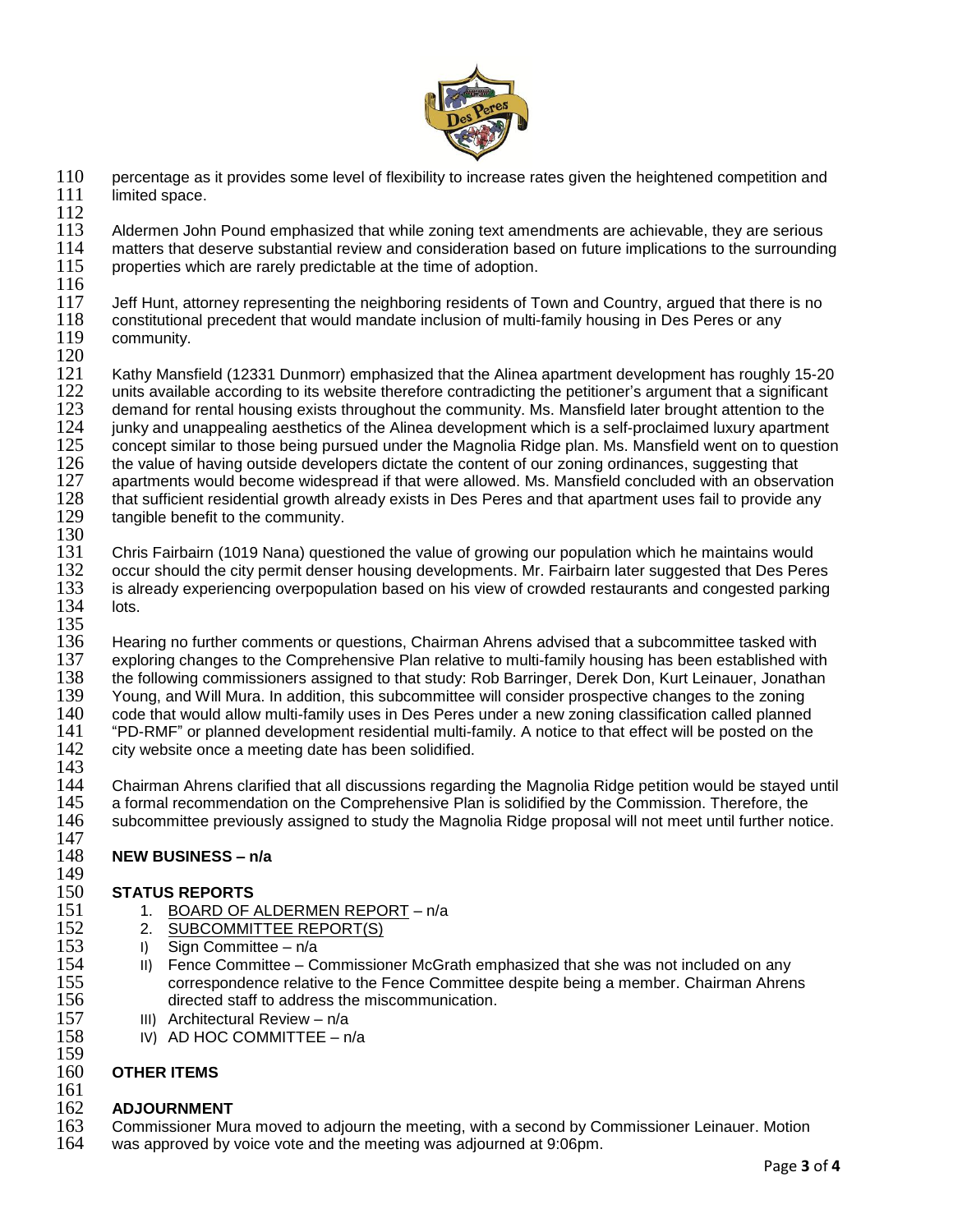percentage as it provides some level of flexibility to increase rates given the heightened competition and limited space.

Aldermen John Pound emphasized that while zoning text amendments are achievable, they are serious matters that deserve substantial review and consideration based on future implications to the surrounding properties which are rarely predictable at the time of adoption.

Jeff Hunt, attorney representing the neighboring residents of Town and Country, argued that there is no constitutional precedent that would mandate inclusion of multi-family housing in Des Peres or any community.

Kathy Mansfield (12331 Dunmorr) emphasized that the Alinea apartment development has roughly 15-20 units available according to its website therefore contradicting the petitioner's argument that a significant demand for rental housing exists throughout the community. Ms. Mansfield later brought attention to the junky and unappealing aesthetics of the Alinea development which is a self-proclaimed luxury apartment concept similar to those being pursued under the Magnolia Ridge plan. Ms. Mansfield went on to question the value of having outside developers dictate the content of our zoning ordinances, suggesting that apartments would become widespread if that were allowed. Ms. Mansfield concluded with an observation that sufficient residential growth already exists in Des Peres and that apartment uses fail to provide any tangible benefit to the community.

Chris Fairbairn (1019 Nana) questioned the value of growing our population which he maintains would occur should the city permit denser housing developments. Mr. Fairbairn later suggested that Des Peres is already experiencing overpopulation based on his view of crowded restaurants and congested parking lots.

Hearing no further comments or questions, Chairman Ahrens advised that a subcommittee tasked with exploring changes to the Comprehensive Plan relative to multi-family housing has been established with the following commissioners assigned to that study: Rob Barringer, Derek Don, Kurt Leinauer, Jonathan Young, and Will Mura. In addition, this subcommittee will consider prospective changes to the zoning code that would allow multi-family uses in Des Peres under a new zoning classification called planned "PD-RMF" or planned development residential multi-family. A notice to that effect will be posted on the city website once a meeting date has been solidified.

Chairman Ahrens clarified that all discussions regarding the Magnolia Ridge petition would be stayed until a formal recommendation on the Comprehensive Plan is solidified by the Commission. Therefore, the subcommittee previously assigned to study the Magnolia Ridge proposal will not meet until further notice.

**NEW BUSINESS – n/a**

**STATUS REPORTS**

1. BOARD OF ALDERMEN REPORT – n/a
2. SUBCOMMITTEE REPORT(S)
   - I) Sign Committee – n/a
   - II) Fence Committee – Commissioner McGrath emphasized that she was not included on any correspondence relative to the Fence Committee despite being a member. Chairman Ahrens directed staff to address the miscommunication.
   - III) Architectural Review – n/a
   - IV) AD HOC COMMITTEE – n/a

**OTHER ITEMS**

**ADJOURNMENT**

Commissioner Mura moved to adjourn the meeting, with a second by Commissioner Leinauer. Motion was approved by voice vote and the meeting was adjourned at 9:06pm.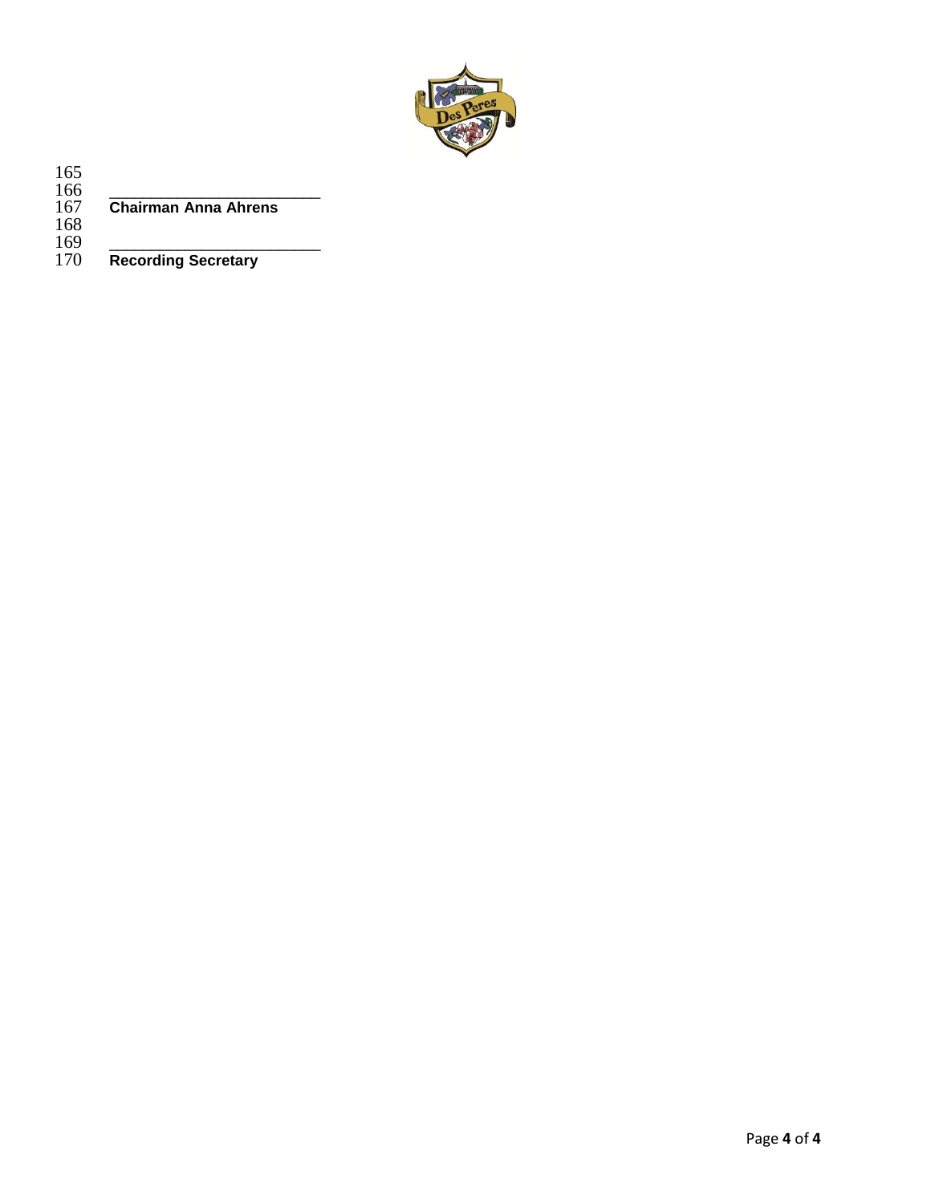165
166 \_\_\_\_\_\_\_\_\_\_\_\_\_\_\_\_\_\_\_\_\_\_\_\_\_\_
167 **Chairman Anna Ahrens**
168
169 \_\_\_\_\_\_\_\_\_\_\_\_\_\_\_\_\_\_\_\_\_\_\_\_\_\_
170 **Recording Secretary**